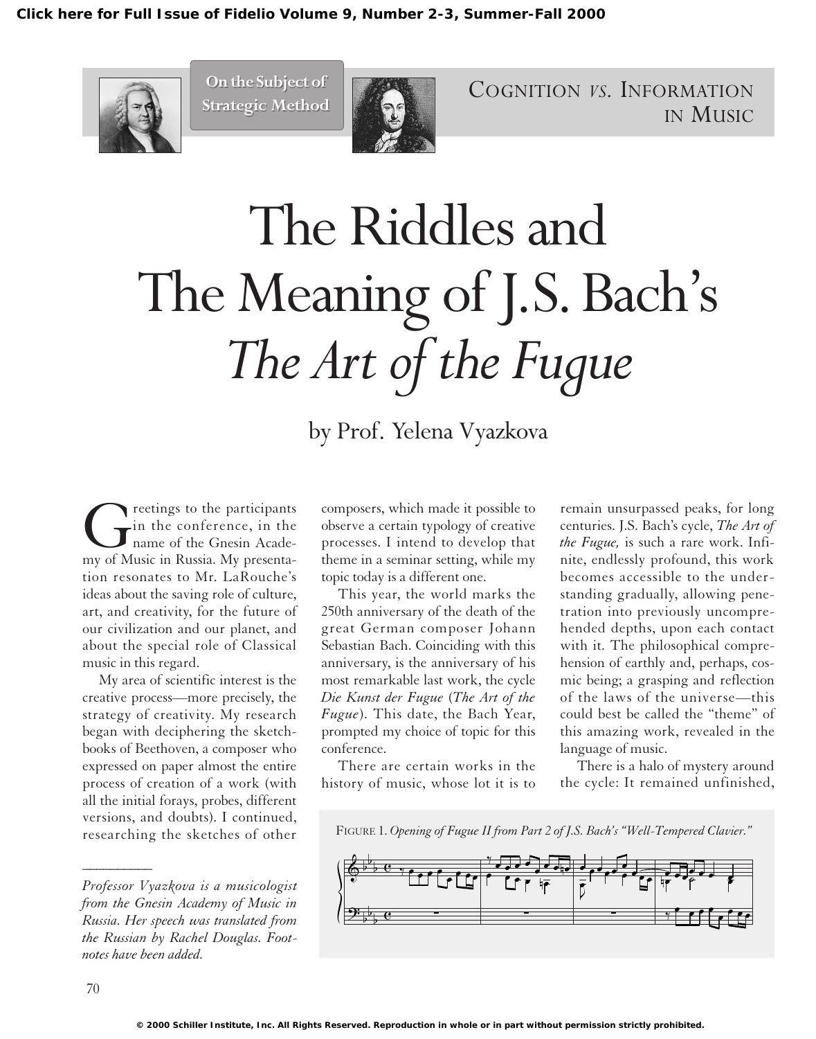On the Subject of Strategic Method

COGNITION *VS.* INFORMATION IN MUSIC

# The Riddles and The Meaning of J.S. Bach's *The Art of the Fugue*

by Prof. Yelena Vyazkova

Greetings to the participants in the conference, in the name of the Gnesin Academy of Music in Russia. My presentation resonates to Mr. LaRouche's ideas about the saving role of culture, art, and creativity, for the future of our civilization and our planet, and about the special role of Classical music in this regard.

My area of scientific interest is the creative process—more precisely, the strategy of creativity. My research began with deciphering the sketchbooks of Beethoven, a composer who expressed on paper almost the entire process of creation of a work (with all the initial forays, probes, different versions, and doubts). I continued, researching the sketches of other composers, which made it possible to observe a certain typology of creative processes. I intend to develop that theme in a seminar setting, while my topic today is a different one.

This year, the world marks the 250th anniversary of the death of the great German composer Johann Sebastian Bach. Coinciding with this anniversary, is the anniversary of his most remarkable last work, the cycle *Die Kunst der Fugue* (*The Art of the Fugue*). This date, the Bach Year, prompted my choice of topic for this conference.

There are certain works in the history of music, whose lot it is to remain unsurpassed peaks, for long centuries. J.S. Bach's cycle, *The Art of the Fugue,* is such a rare work. Infinite, endlessly profound, this work becomes accessible to the understanding gradually, allowing penetration into previously uncomprehended depths, upon each contact with it. The philosophical comprehension of earthly and, perhaps, cosmic being; a grasping and reflection of the laws of the universe—this could best be called the "theme" of this amazing work, revealed in the language of music.

There is a halo of mystery around the cycle: It remained unfinished,

FIGURE 1. *Opening of Fugue II from Part 2 of J.S. Bach's "Well-Tempered Clavier."*

---

*Professor Vyazkova is a musicologist from the Gnesin Academy of Music in Russia. Her speech was translated from the Russian by Rachel Douglas. Footnotes have been added.*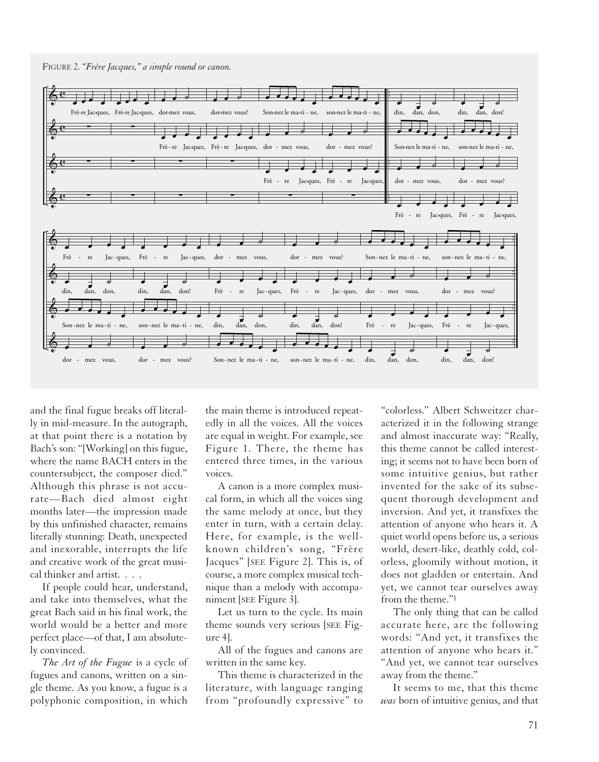FIGURE 2. *"Frère Jacques," a simple round or canon.*

and the final fugue breaks off literally in mid-measure. In the autograph, at that point there is a notation by Bach's son: "[Working] on this fugue, where the name BACH enters in the countersubject, the composer died." Although this phrase is not accurate—Bach died almost eight months later—the impression made by this unfinished character, remains literally stunning: Death, unexpected and inexorable, interrupts the life and creative work of the great musical thinker and artist. . . .

If people could hear, understand, and take into themselves, what the great Bach said in his final work, the world would be a better and more perfect place—of that, I am absolutely convinced.

*The Art of the Fugue* is a cycle of fugues and canons, written on a single theme. As you know, a fugue is a polyphonic composition, in which the main theme is introduced repeatedly in all the voices. All the voices are equal in weight. For example, see Figure 1. There, the theme has entered three times, in the various voices.

A canon is a more complex musical form, in which all the voices sing the same melody at once, but they enter in turn, with a certain delay. Here, for example, is the well-known children's song, "Frère Jacques" [SEE Figure 2]. This is, of course, a more complex musical technique than a melody with accompaniment [SEE Figure 3].

Let us turn to the cycle. Its main theme sounds very serious [SEE Figure 4].

All of the fugues and canons are written in the same key.

This theme is characterized in the literature, with language ranging from "profoundly expressive" to "colorless." Albert Schweitzer characterized it in the following strange and almost inaccurate way: "Really, this theme cannot be called interesting; it seems not to have been born of some intuitive genius, but rather invented for the sake of its subsequent thorough development and inversion. And yet, it transfixes the attention of anyone who hears it. A quiet world opens before us, a serious world, desert-like, deathly cold, colorless, gloomily without motion, it does not gladden or entertain. And yet, we cannot tear ourselves away from the theme."[1]

The only thing that can be called accurate here, are the following words: "And yet, it transfixes the attention of anyone who hears it." "And yet, we cannot tear ourselves away from the theme."

It seems to me, that this theme *was* born of intuitive genius, and that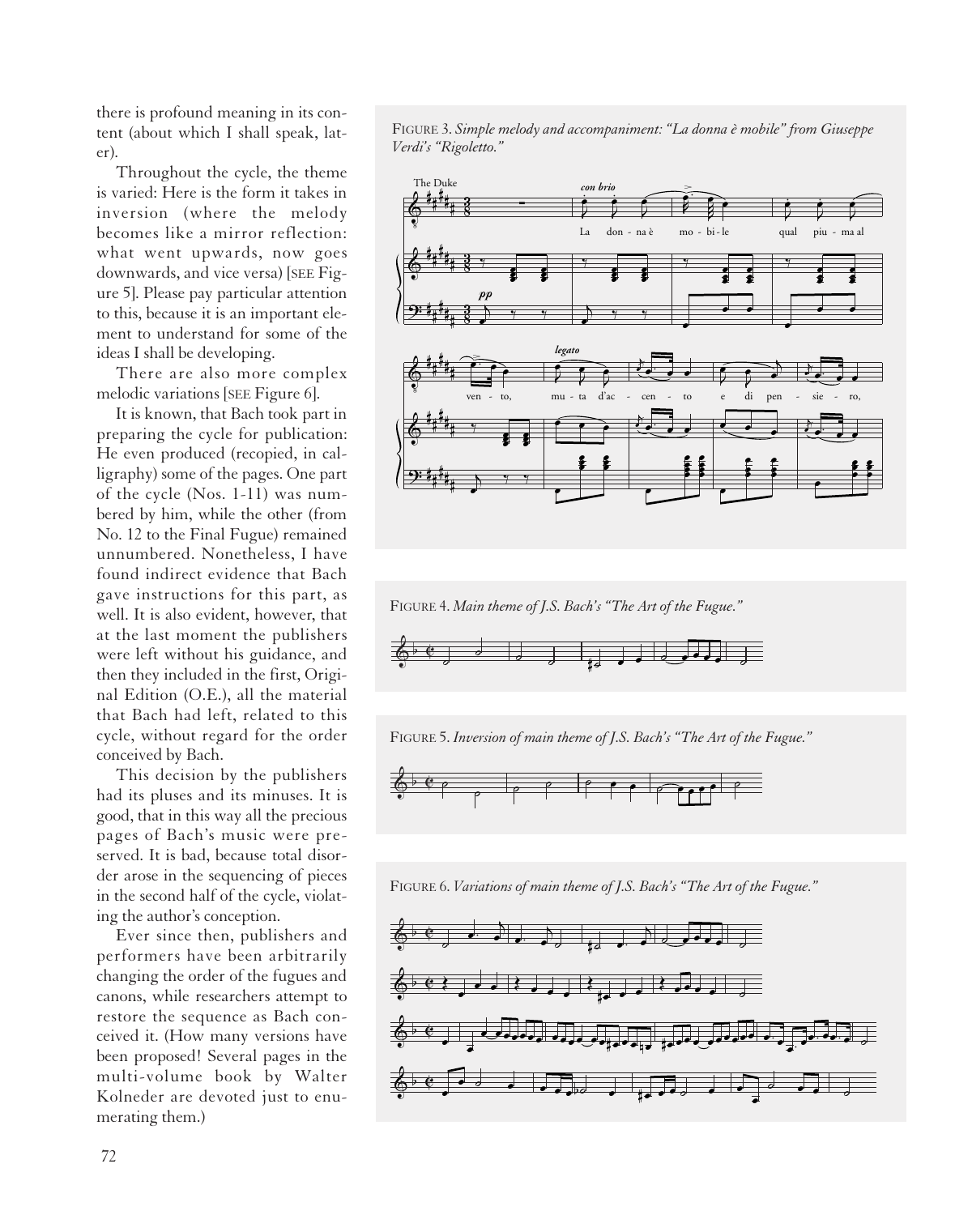there is profound meaning in its content (about which I shall speak, later).

Throughout the cycle, the theme is varied: Here is the form it takes in inversion (where the melody becomes like a mirror reflection: what went upwards, now goes downwards, and vice versa) [SEE Figure 5]. Please pay particular attention to this, because it is an important element to understand for some of the ideas I shall be developing.

There are also more complex melodic variations [SEE Figure 6].

It is known, that Bach took part in preparing the cycle for publication: He even produced (recopied, in calligraphy) some of the pages. One part of the cycle (Nos. 1-11) was numbered by him, while the other (from No. 12 to the Final Fugue) remained unnumbered. Nonetheless, I have found indirect evidence that Bach gave instructions for this part, as well. It is also evident, however, that at the last moment the publishers were left without his guidance, and then they included in the first, Original Edition (O.E.), all the material that Bach had left, related to this cycle, without regard for the order conceived by Bach.

This decision by the publishers had its pluses and its minuses. It is good, that in this way all the precious pages of Bach's music were preserved. It is bad, because total disorder arose in the sequencing of pieces in the second half of the cycle, violating the author's conception.

Ever since then, publishers and performers have been arbitrarily changing the order of the fugues and canons, while researchers attempt to restore the sequence as Bach conceived it. (How many versions have been proposed! Several pages in the multi-volume book by Walter Kolneder are devoted just to enumerating them.)

FIGURE 3. *Simple melody and accompaniment: "La donna è mobile" from Giuseppe Verdi's "Rigoletto."*

FIGURE 4. *Main theme of J.S. Bach's "The Art of the Fugue."*

FIGURE 5. *Inversion of main theme of J.S. Bach's "The Art of the Fugue."*

FIGURE 6. *Variations of main theme of J.S. Bach's "The Art of the Fugue."*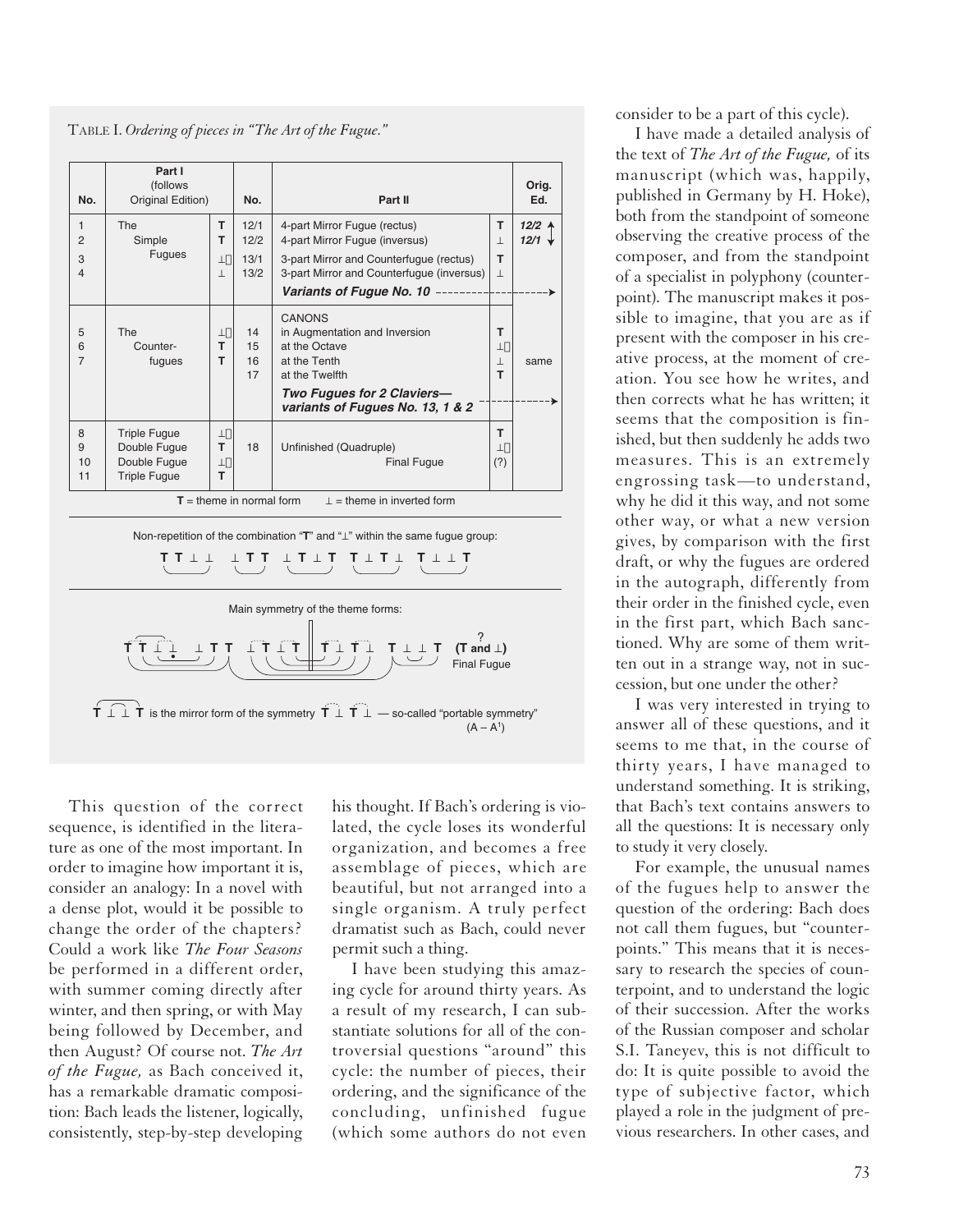TABLE I. *Ordering of pieces in "The Art of the Fugue."*

| No. | Part I (follows Original Edition) | | No. | Part II | | Orig. Ed. |
|---|---|---|---|---|---|---|
| 1 | The Simple Fugues | T | 12/1 | 4-part Mirror Fugue (rectus) | T | *12/2* ↑ |
| 2 | | T | 12/2 | 4-part Mirror Fugue (inversus) | ⊥ | *12/1* ↓ |
| 3 | | ⊥ | 13/1 | 3-part Mirror and Counterfugue (rectus) | T | |
| 4 | | ⊥ | 13/2 | 3-part Mirror and Counterfugue (inversus) | ⊥ | |
| | | | | ***Variants of Fugue No. 10*** | | → |
| | | | | CANONS | | |
| 5 | The Counter-fugues | ⊥ | 14 | in Augmentation and Inversion | T | same |
| 6 | | T | 15 | at the Octave | ⊥ | |
| 7 | | T | 16 | at the Tenth | ⊥ | |
| | | | 17 | at the Twelfth | T | |
| | | | | ***Two Fugues for 2 Claviers— variants of Fugues No. 13, 1 & 2*** | | → |
| 8 | Triple Fugue | ⊥ | 18 | Unfinished (Quadruple) Final Fugue | T | |
| 9 | Double Fugue | T | | | ⊥ | |
| 10 | Double Fugue | ⊥ | | | (?) | |
| 11 | Triple Fugue | T | | | | |

**T** = theme in normal form  ⊥ = theme in inverted form

Non-repetition of the combination "**T**" and "⊥" within the same fugue group:

**T T** ⊥ ⊥  ⊥ **T T**  ⊥ **T** ⊥ **T**  **T** ⊥ **T** ⊥  **T** ⊥ ⊥ **T**

Main symmetry of the theme forms:

**T T** ⊥ ⊥  ⊥ **T T**  ⊥ **T** ⊥ **T** ‖ **T** ⊥ **T** ⊥  **T** ⊥ ⊥ **T**  ? **(T and** ⊥**)** Final Fugue

**T** ⊥ ⊥ **T** is the mirror form of the symmetry **T** ⊥ **T** ⊥ — so-called "portable symmetry" (A – A[1])

This question of the correct sequence, is identified in the literature as one of the most important. In order to imagine how important it is, consider an analogy: In a novel with a dense plot, would it be possible to change the order of the chapters? Could a work like *The Four Seasons* be performed in a different order, with summer coming directly after winter, and then spring, or with May being followed by December, and then August? Of course not. *The Art of the Fugue,* as Bach conceived it, has a remarkable dramatic composition: Bach leads the listener, logically, consistently, step-by-step developing his thought. If Bach's ordering is violated, the cycle loses its wonderful organization, and becomes a free assemblage of pieces, which are beautiful, but not arranged into a single organism. A truly perfect dramatist such as Bach, could never permit such a thing.

I have been studying this amazing cycle for around thirty years. As a result of my research, I can substantiate solutions for all of the controversial questions "around" this cycle: the number of pieces, their ordering, and the significance of the concluding, unfinished fugue (which some authors do not even consider to be a part of this cycle).

I have made a detailed analysis of the text of *The Art of the Fugue,* of its manuscript (which was, happily, published in Germany by H. Hoke), both from the standpoint of someone observing the creative process of the composer, and from the standpoint of a specialist in polyphony (counterpoint). The manuscript makes it possible to imagine, that you are as if present with the composer in his creative process, at the moment of creation. You see how he writes, and then corrects what he has written; it seems that the composition is finished, but then suddenly he adds two measures. This is an extremely engrossing task—to understand, why he did it this way, and not some other way, or what a new version gives, by comparison with the first draft, or why the fugues are ordered in the autograph, differently from their order in the finished cycle, even in the first part, which Bach sanctioned. Why are some of them written out in a strange way, not in succession, but one under the other?

I was very interested in trying to answer all of these questions, and it seems to me that, in the course of thirty years, I have managed to understand something. It is striking, that Bach's text contains answers to all the questions: It is necessary only to study it very closely.

For example, the unusual names of the fugues help to answer the question of the ordering: Bach does not call them fugues, but "counterpoints." This means that it is necessary to research the species of counterpoint, and to understand the logic of their succession. After the works of the Russian composer and scholar S.I. Taneyev, this is not difficult to do: It is quite possible to avoid the type of subjective factor, which played a role in the judgment of previous researchers. In other cases, and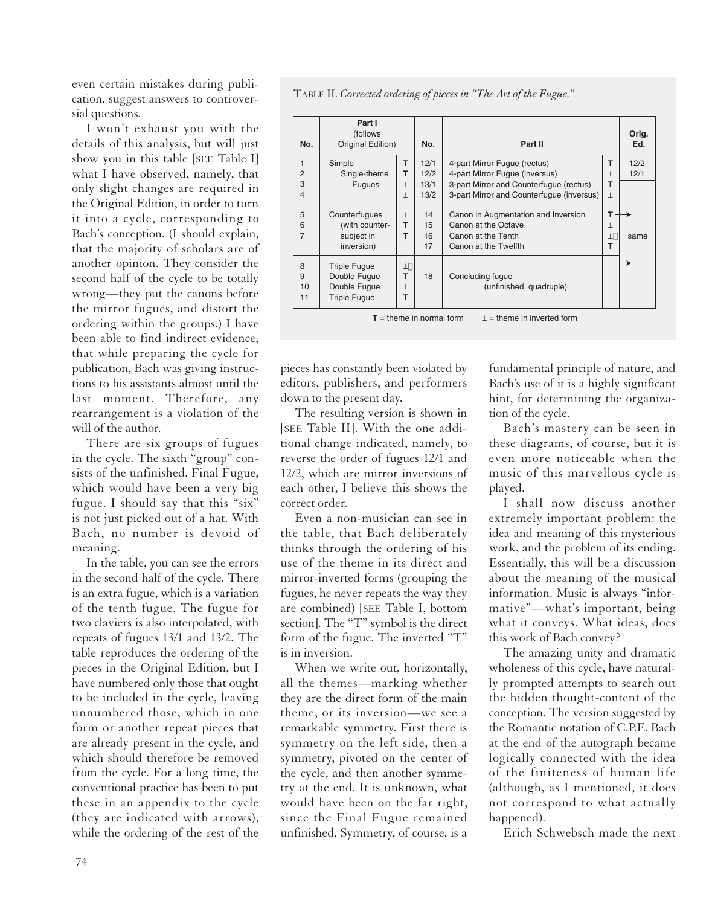even certain mistakes during publication, suggest answers to controversial questions.

I won't exhaust you with the details of this analysis, but will just show you in this table [SEE Table I] what I have observed, namely, that only slight changes are required in the Original Edition, in order to turn it into a cycle, corresponding to Bach's conception. (I should explain, that the majority of scholars are of another opinion. They consider the second half of the cycle to be totally wrong—they put the canons before the mirror fugues, and distort the ordering within the groups.) I have been able to find indirect evidence, that while preparing the cycle for publication, Bach was giving instructions to his assistants almost until the last moment. Therefore, any rearrangement is a violation of the will of the author.

There are six groups of fugues in the cycle. The sixth "group" consists of the unfinished, Final Fugue, which would have been a very big fugue. I should say that this "six" is not just picked out of a hat. With Bach, no number is devoid of meaning.

In the table, you can see the errors in the second half of the cycle. There is an extra fugue, which is a variation of the tenth fugue. The fugue for two claviers is also interpolated, with repeats of fugues 13/1 and 13/2. The table reproduces the ordering of the pieces in the Original Edition, but I have numbered only those that ought to be included in the cycle, leaving unnumbered those, which in one form or another repeat pieces that are already present in the cycle, and which should therefore be removed from the cycle. For a long time, the conventional practice has been to put these in an appendix to the cycle (they are indicated with arrows), while the ordering of the rest of the

TABLE II. *Corrected ordering of pieces in "The Art of the Fugue."*

| No. | Part I (follows Original Edition) | | No. | Part II | | Orig. Ed. |
|---|---|---|---|---|---|---|
| 1 | Simple Single-theme Fugues | T | 12/1 | 4-part Mirror Fugue (rectus) | T | 12/2 |
| 2 | | T | 12/2 | 4-part Mirror Fugue (inversus) | ⊥ | 12/1 |
| 3 | | ⊥ | 13/1 | 3-part Mirror and Counterfugue (rectus) | T | |
| 4 | | ⊥ | 13/2 | 3-part Mirror and Counterfugue (inversus) | ⊥ | |
| 5 | Counterfugues (with counter-subject in inversion) | ⊥ | 14 | Canon in Augmentation and Inversion | T → | same |
| 6 | | T | 15 | Canon at the Octave | ⊥ | |
| 7 | | T | 16 | Canon at the Tenth | ⊥ | |
| | | | 17 | Canon at the Twelfth | T | |
| 8 | Triple Fugue | ⊥ | 18 | Concluding fugue (unfinished, quadruple) | → | |
| 9 | Double Fugue | T | | | | |
| 10 | Double Fugue | ⊥ | | | | |
| 11 | Triple Fugue | T | | | | |

**T** = theme in normal form ⊥ = theme in inverted form

pieces has constantly been violated by editors, publishers, and performers down to the present day.

The resulting version is shown in [SEE Table II]. With the one additional change indicated, namely, to reverse the order of fugues 12/1 and 12/2, which are mirror inversions of each other, I believe this shows the correct order.

Even a non-musician can see in the table, that Bach deliberately thinks through the ordering of his use of the theme in its direct and mirror-inverted forms (grouping the fugues, he never repeats the way they are combined) [SEE Table I, bottom section]. The "T" symbol is the direct form of the fugue. The inverted "T" is in inversion.

When we write out, horizontally, all the themes—marking whether they are the direct form of the main theme, or its inversion—we see a remarkable symmetry. First there is symmetry on the left side, then a symmetry, pivoted on the center of the cycle, and then another symmetry at the end. It is unknown, what would have been on the far right, since the Final Fugue remained unfinished. Symmetry, of course, is a fundamental principle of nature, and Bach's use of it is a highly significant hint, for determining the organization of the cycle.

Bach's mastery can be seen in these diagrams, of course, but it is even more noticeable when the music of this marvellous cycle is played.

I shall now discuss another extremely important problem: the idea and meaning of this mysterious work, and the problem of its ending. Essentially, this will be a discussion about the meaning of the musical information. Music is always "informative"—what's important, being what it conveys. What ideas, does this work of Bach convey?

The amazing unity and dramatic wholeness of this cycle, have naturally prompted attempts to search out the hidden thought-content of the conception. The version suggested by the Romantic notation of C.P.E. Bach at the end of the autograph became logically connected with the idea of the finiteness of human life (although, as I mentioned, it does not correspond to what actually happened).

Erich Schwebsch made the next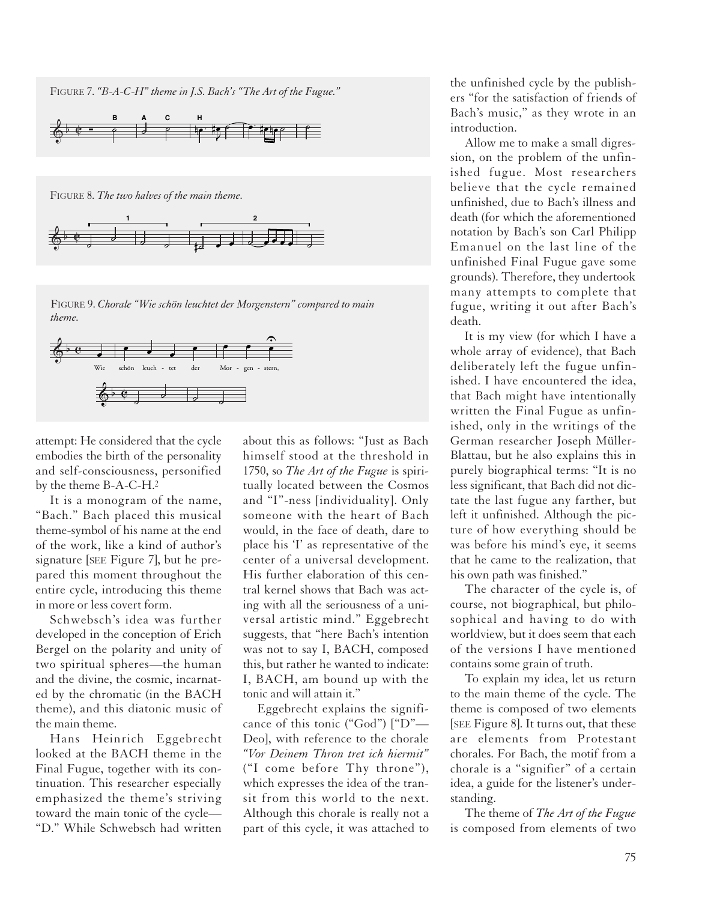FIGURE 7. *"B-A-C-H" theme in J.S. Bach's "The Art of the Fugue."*

FIGURE 8. *The two halves of the main theme.*

FIGURE 9. *Chorale "Wie schön leuchtet der Morgenstern" compared to main theme.*

attempt: He considered that the cycle embodies the birth of the personality and self-consciousness, personified by the theme B-A-C-H.[2]

It is a monogram of the name, "Bach." Bach placed this musical theme-symbol of his name at the end of the work, like a kind of author's signature [SEE Figure 7], but he prepared this moment throughout the entire cycle, introducing this theme in more or less covert form.

Schwebsch's idea was further developed in the conception of Erich Bergel on the polarity and unity of two spiritual spheres—the human and the divine, the cosmic, incarnated by the chromatic (in the BACH theme), and this diatonic music of the main theme.

Hans Heinrich Eggebrecht looked at the BACH theme in the Final Fugue, together with its continuation. This researcher especially emphasized the theme's striving toward the main tonic of the cycle—"D." While Schwebsch had written about this as follows: "Just as Bach himself stood at the threshold in 1750, so *The Art of the Fugue* is spiritually located between the Cosmos and "I"-ness [individuality]. Only someone with the heart of Bach would, in the face of death, dare to place his 'I' as representative of the center of a universal development. His further elaboration of this central kernel shows that Bach was acting with all the seriousness of a universal artistic mind." Eggebrecht suggests, that "here Bach's intention was not to say I, BACH, composed this, but rather he wanted to indicate: I, BACH, am bound up with the tonic and will attain it."

Eggebrecht explains the significance of this tonic ("God") ["D"—Deo], with reference to the chorale *"Vor Deinem Thron tret ich hiermit"* ("I come before Thy throne"), which expresses the idea of the transit from this world to the next. Although this chorale is really not a part of this cycle, it was attached to the unfinished cycle by the publishers "for the satisfaction of friends of Bach's music," as they wrote in an introduction.

Allow me to make a small digression, on the problem of the unfinished fugue. Most researchers believe that the cycle remained unfinished, due to Bach's illness and death (for which the aforementioned notation by Bach's son Carl Philipp Emanuel on the last line of the unfinished Final Fugue gave some grounds). Therefore, they undertook many attempts to complete that fugue, writing it out after Bach's death.

It is my view (for which I have a whole array of evidence), that Bach deliberately left the fugue unfinished. I have encountered the idea, that Bach might have intentionally written the Final Fugue as unfinished, only in the writings of the German researcher Joseph Müller-Blattau, but he also explains this in purely biographical terms: "It is no less significant, that Bach did not dictate the last fugue any farther, but left it unfinished. Although the picture of how everything should be was before his mind's eye, it seems that he came to the realization, that his own path was finished."

The character of the cycle is, of course, not biographical, but philosophical and having to do with worldview, but it does seem that each of the versions I have mentioned contains some grain of truth.

To explain my idea, let us return to the main theme of the cycle. The theme is composed of two elements [SEE Figure 8]. It turns out, that these are elements from Protestant chorales. For Bach, the motif from a chorale is a "signifier" of a certain idea, a guide for the listener's understanding.

The theme of *The Art of the Fugue* is composed from elements of two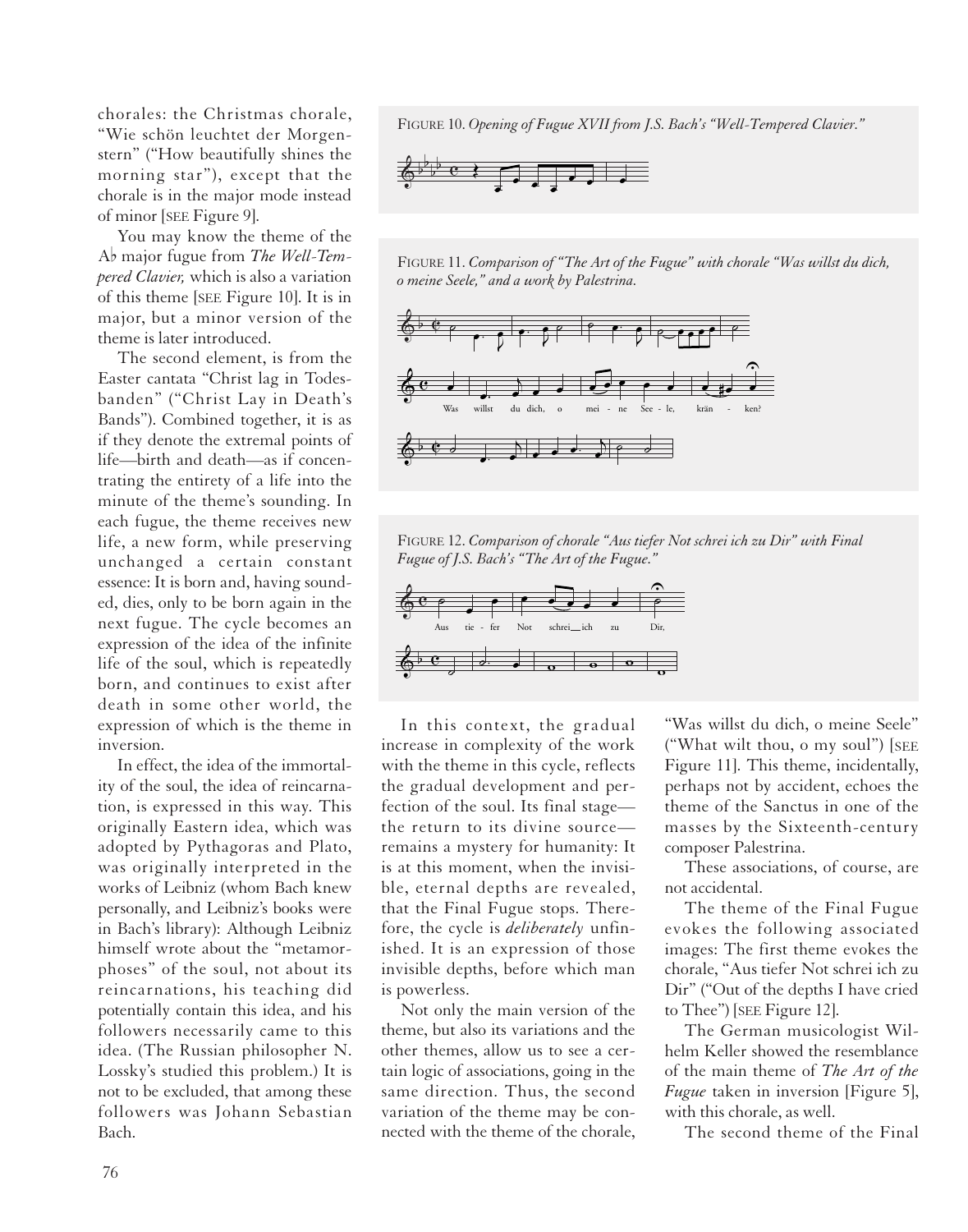chorales: the Christmas chorale, "Wie schön leuchtet der Morgenstern" ("How beautifully shines the morning star"), except that the chorale is in the major mode instead of minor [SEE Figure 9].

You may know the theme of the A♭ major fugue from *The Well-Tempered Clavier,* which is also a variation of this theme [SEE Figure 10]. It is in major, but a minor version of the theme is later introduced.

The second element, is from the Easter cantata "Christ lag in Todesbanden" ("Christ Lay in Death's Bands"). Combined together, it is as if they denote the extremal points of life—birth and death—as if concentrating the entirety of a life into the minute of the theme's sounding. In each fugue, the theme receives new life, a new form, while preserving unchanged a certain constant essence: It is born and, having sounded, dies, only to be born again in the next fugue. The cycle becomes an expression of the idea of the infinite life of the soul, which is repeatedly born, and continues to exist after death in some other world, the expression of which is the theme in inversion.

In effect, the idea of the immortality of the soul, the idea of reincarnation, is expressed in this way. This originally Eastern idea, which was adopted by Pythagoras and Plato, was originally interpreted in the works of Leibniz (whom Bach knew personally, and Leibniz's books were in Bach's library): Although Leibniz himself wrote about the "metamorphoses" of the soul, not about its reincarnations, his teaching did potentially contain this idea, and his followers necessarily came to this idea. (The Russian philosopher N. Lossky's studied this problem.) It is not to be excluded, that among these followers was Johann Sebastian Bach.

FIGURE 10. *Opening of Fugue XVII from J.S. Bach's "Well-Tempered Clavier."*

FIGURE 11. *Comparison of "The Art of the Fugue" with chorale "Was willst du dich, o meine Seele," and a work by Palestrina.*

FIGURE 12. *Comparison of chorale "Aus tiefer Not schrei ich zu Dir" with Final Fugue of J.S. Bach's "The Art of the Fugue."*

In this context, the gradual increase in complexity of the work with the theme in this cycle, reflects the gradual development and perfection of the soul. Its final stage—the return to its divine source—remains a mystery for humanity: It is at this moment, when the invisible, eternal depths are revealed, that the Final Fugue stops. Therefore, the cycle is *deliberately* unfinished. It is an expression of those invisible depths, before which man is powerless.

Not only the main version of the theme, but also its variations and the other themes, allow us to see a certain logic of associations, going in the same direction. Thus, the second variation of the theme may be connected with the theme of the chorale, "Was willst du dich, o meine Seele" ("What wilt thou, o my soul") [SEE Figure 11]. This theme, incidentally, perhaps not by accident, echoes the theme of the Sanctus in one of the masses by the Sixteenth-century composer Palestrina.

These associations, of course, are not accidental.

The theme of the Final Fugue evokes the following associated images: The first theme evokes the chorale, "Aus tiefer Not schrei ich zu Dir" ("Out of the depths I have cried to Thee") [SEE Figure 12].

The German musicologist Wilhelm Keller showed the resemblance of the main theme of *The Art of the Fugue* taken in inversion [Figure 5], with this chorale, as well.

The second theme of the Final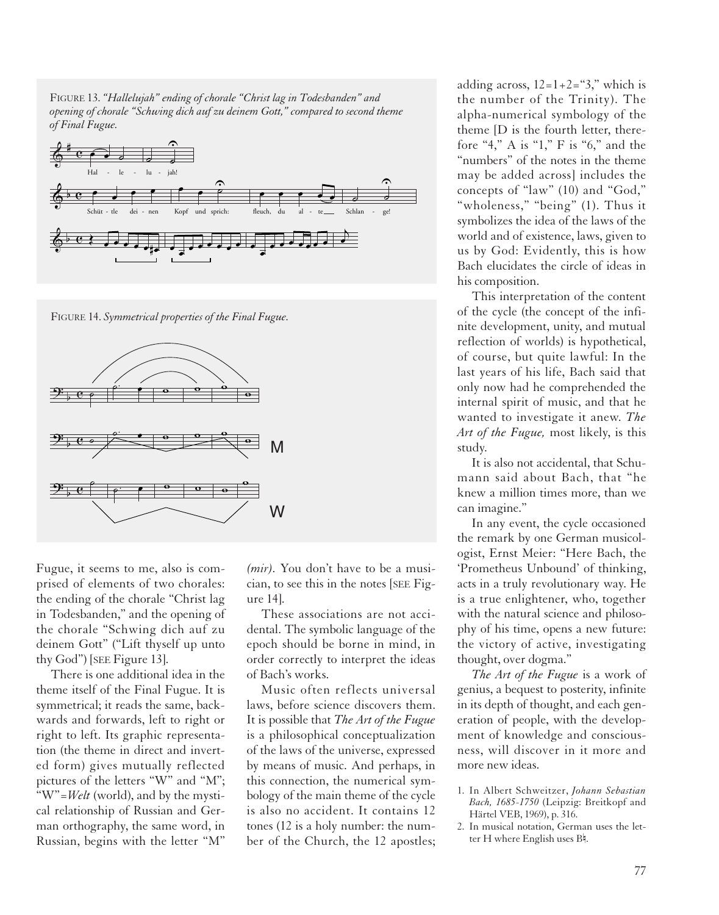FIGURE 13. *"Hallelujah" ending of chorale "Christ lag in Todesbanden" and opening of chorale "Schwing dich auf zu deinem Gott," compared to second theme of Final Fugue.*

Hal - le - lu - jah!

Schüt - tle dei - nen Kopf und sprich: fleuch, du al - te Schlan - ge!

FIGURE 14. *Symmetrical properties of the Final Fugue.*

M

W

Fugue, it seems to me, also is comprised of elements of two chorales: the ending of the chorale "Christ lag in Todesbanden," and the opening of the chorale "Schwing dich auf zu deinem Gott" ("Lift thyself up unto thy God") [SEE Figure 13].

There is one additional idea in the theme itself of the Final Fugue. It is symmetrical; it reads the same, backwards and forwards, left to right or right to left. Its graphic representation (the theme in direct and inverted form) gives mutually reflected pictures of the letters "W" and "M"; "W"=*Welt* (world), and by the mystical relationship of Russian and German orthography, the same word, in Russian, begins with the letter "M" *(mir)*. You don't have to be a musician, to see this in the notes [SEE Figure 14].

These associations are not accidental. The symbolic language of the epoch should be borne in mind, in order correctly to interpret the ideas of Bach's works.

Music often reflects universal laws, before science discovers them. It is possible that *The Art of the Fugue* is a philosophical conceptualization of the laws of the universe, expressed by means of music. And perhaps, in this connection, the numerical symbology of the main theme of the cycle is also no accident. It contains 12 tones (12 is a holy number: the number of the Church, the 12 apostles; adding across, 12=1+2="3," which is the number of the Trinity). The alpha-numerical symbology of the theme [D is the fourth letter, therefore "4," A is "1," F is "6," and the "numbers" of the notes in the theme may be added across] includes the concepts of "law" (10) and "God," "wholeness," "being" (1). Thus it symbolizes the idea of the laws of the world and of existence, laws, given to us by God: Evidently, this is how Bach elucidates the circle of ideas in his composition.

This interpretation of the content of the cycle (the concept of the infinite development, unity, and mutual reflection of worlds) is hypothetical, of course, but quite lawful: In the last years of his life, Bach said that only now had he comprehended the internal spirit of music, and that he wanted to investigate it anew. *The Art of the Fugue,* most likely, is this study.

It is also not accidental, that Schumann said about Bach, that "he knew a million times more, than we can imagine."

In any event, the cycle occasioned the remark by one German musicologist, Ernst Meier: "Here Bach, the 'Prometheus Unbound' of thinking, acts in a truly revolutionary way. He is a true enlightener, who, together with the natural science and philosophy of his time, opens a new future: the victory of active, investigating thought, over dogma."

*The Art of the Fugue* is a work of genius, a bequest to posterity, infinite in its depth of thought, and each generation of people, with the development of knowledge and consciousness, will discover in it more and more new ideas.

1. In Albert Schweitzer, *Johann Sebastian Bach, 1685-1750* (Leipzig: Breitkopf and Härtel VEB, 1969), p. 316.
2. In musical notation, German uses the letter H where English uses B♮.